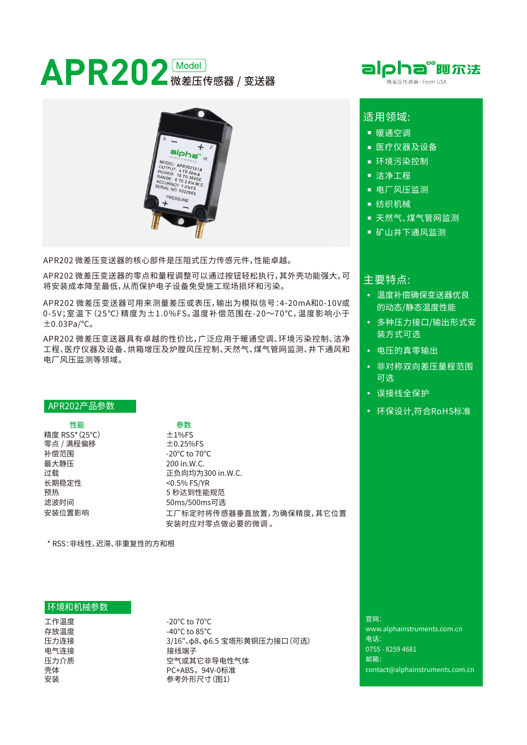# APR202 Model 微差压传感器 / 变送器

APR202 微差压变送器的核心部件是压阻式压力传感元件，性能卓越。

APR202 微差压变送器的零点和量程调整可以通过按钮轻松执行，其外壳功能强大，可将安装成本降至最低，从而保护电子设备免受施工现场损坏和污染。

APR202 微差压变送器可用来测量差压或表压，输出为模拟信号：4-20mA和0-10V或0-5V；室温下（25°C）精度为±1.0%FS。温度补偿范围在-20～70°C，温度影响小于±0.03Pa/°C。

APR202 微差压变送器具有卓越的性价比，广泛应用于暖通空调、环境污染控制、洁净工程、医疗仪器及设备、烘箱增压及炉膛风压控制、天然气、煤气管网监测、井下通风和电厂风压监测等领域。

## APR202产品参数

| 性能 | 参数 |
| --- | --- |
| 精度 RSS*（25°C） | ±1%FS |
| 零点 / 满程偏移 | ±0.25%FS |
| 补偿范围 | -20°C to 70°C |
| 最大静压 | 200 in.W.C. |
| 过载 | 正负向均为300 in.W.C. |
| 长期稳定性 | <0.5% FS/YR |
| 预热 | 5 秒达到性能规范 |
| 滤波时间 | 50ms/500ms可选 |
| 安装位置影响 | 工厂标定时将传感器垂直放置，为确保精度，其它位置安装时应对零点做必要的微调 。 |

* RSS：非线性、迟滞、非重复性的方和根

## 环境和机械参数

| | |
| --- | --- |
| 工作温度 | -20°C to 70°C |
| 存放温度 | -40°C to 85°C |
| 压力连接 | 3/16"、φ8、φ6.5 宝塔形黄铜压力接口（可选） |
| 电气连接 | 接线端子 |
| 压力介质 | 空气或其它非导电性气体 |
| 壳体 | PC+ABS，94V-0标准 |
| 安装 | 参考外形尺寸（图1） |

## 适用领域:

- 暖通空调
- 医疗仪器及设备
- 环境污染控制
- 洁净工程
- 电厂风压监测
- 纺织机械
- 天然气、煤气管网监测
- 矿山井下通风监测

## 主要特点:

- 温度补偿确保变送器优良的动态/静态温度性能
- 多种压力接口/输出形式安装方式可选
- 电压的真零输出
- 非对称双向差压量程范围可选
- 误接线全保护
- 环保设计，符合RoHS标准

官网：
www.alphainstruments.com.cn
电话：
0755 - 8259 4681
邮箱：
contact@alphainstruments.com.cn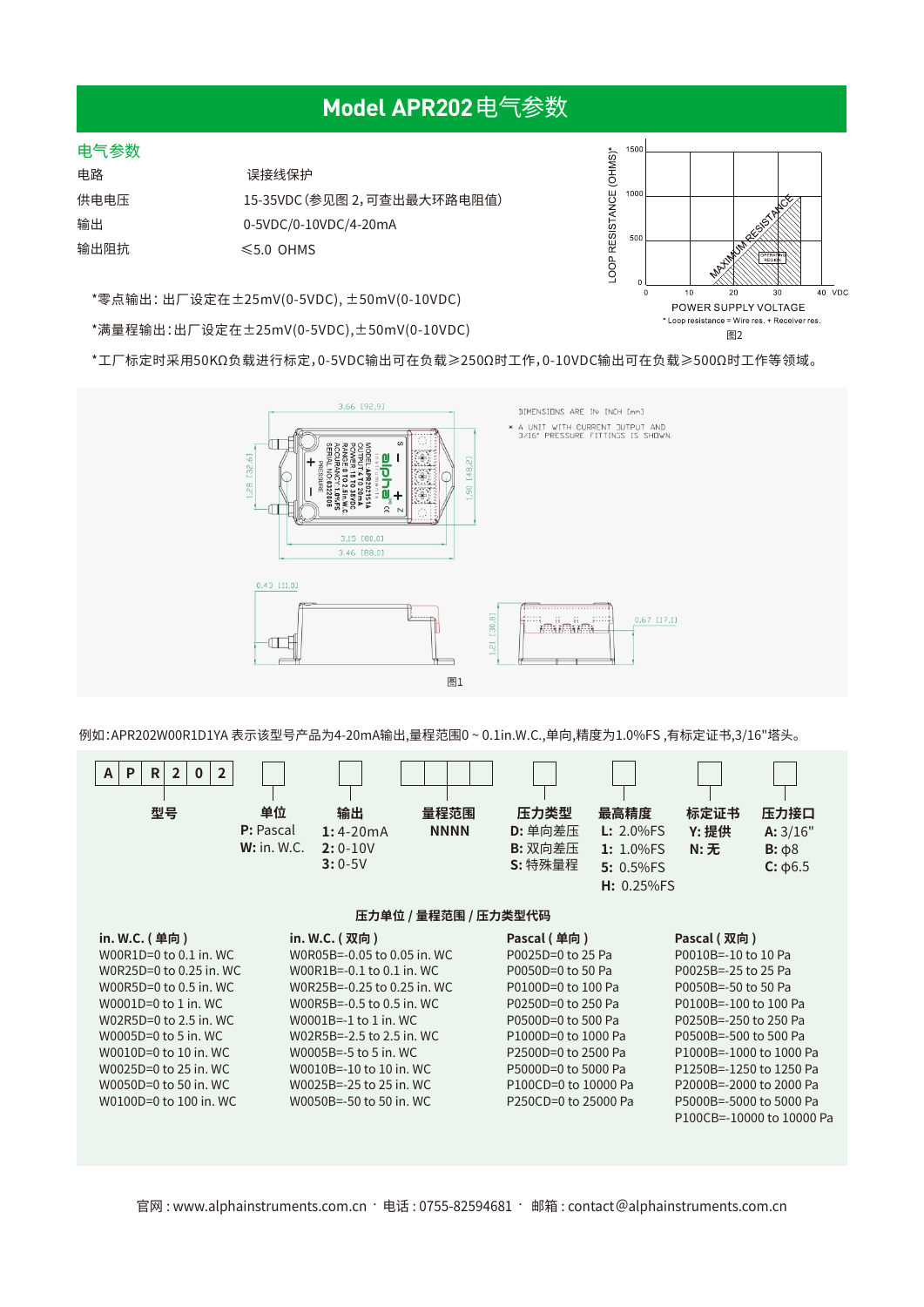# Model APR202电气参数

## 电气参数

| | |
|---|---|
| 电路 | 误接线保护 |
| 供电电压 | 15-35VDC(参见图 2,可查出最大环路电阻值) |
| 输出 | 0-5VDC/0-10VDC/4-20mA |
| 输出阻抗 | ≤5.0 OHMS |

LOOP RESISTANCE (OHMS)*
1500
1000
500
0
0 10 20 30 40 VDC
MAXIMUM RESISTANCE
OPERATING REGION
POWER SUPPLY VOLTAGE
* Loop resistance = Wire res. + Receiver res.

图2

*零点输出：出厂设定在±25mV(0-5VDC), ±50mV(0-10VDC)

*满量程输出：出厂设定在±25mV(0-5VDC),±50mV(0-10VDC)

*工厂标定时采用50KΩ负载进行标定,0-5VDC输出可在负载≥250Ω时工作,0-10VDC输出可在负载≥500Ω时工作等领域。

DIMENSIONS ARE IN: INCH [mm]

* A UNIT WITH CURRENT OUTPUT AND 3/16" PRESSURE FITTINGS IS SHOWN.

3.66 [92.9]
1.28 [32.6]
1.90 [48.2]
3.15 [80.0]
3.46 [88.0]
0.43 [11.0]
1.21 [30.8]
0.67 [17.1]

图1

例如:APR202W00R1D1YA 表示该型号产品为4-20mA输出,量程范围0 ~ 0.1in.W.C.,单向,精度为1.0%FS ,有标定证书,3/16"塔头。

| A P R 2 0 2 | □ | □ | □□□□ | □ | □ | □ | □ |
|---|---|---|---|---|---|---|---|
| **型号** | **单位** | **输出** | **量程范围** | **压力类型** | **最高精度** | **标定证书** | **压力接口** |
| | **P:** Pascal | **1:** 4-20mA | **NNNN** | **D:** 单向差压 | **L:** 2.0%FS | **Y:** 提供 | **A:** 3/16" |
| | **W:** in. W.C. | **2:** 0-10V | | **B:** 双向差压 | **1:** 1.0%FS | **N:** 无 | **B:** ф8 |
| | | **3:** 0-5V | | **S:** 特殊量程 | **5:** 0.5%FS | | **C:** ф6.5 |
| | | | | | **H:** 0.25%FS | | |

**压力单位 / 量程范围 / 压力类型代码**

| **in. W.C. ( 单向 )** | **in. W.C. ( 双向 )** | **Pascal ( 单向 )** | **Pascal ( 双向 )** |
|---|---|---|---|
| W00R1D=0 to 0.1 in. WC | W00R05B=-0.05 to 0.05 in. WC | P0025D=0 to 25 Pa | P0010B=-10 to 10 Pa |
| W0R25D=0 to 0.25 in. WC | W00R1B=-0.1 to 0.1 in. WC | P0050D=0 to 50 Pa | P0025B=-25 to 25 Pa |
| W00R5D=0 to 0.5 in. WC | W0R25B=-0.25 to 0.25 in. WC | P0100D=0 to 100 Pa | P0050B=-50 to 50 Pa |
| W0001D=0 to 1 in. WC | W00R5B=-0.5 to 0.5 in. WC | P0250D=0 to 250 Pa | P0100B=-100 to 100 Pa |
| W02R5D=0 to 2.5 in. WC | W0001B=-1 to 1 in. WC | P0500D=0 to 500 Pa | P0250B=-250 to 250 Pa |
| W0005D=0 to 5 in. WC | W02R5B=-2.5 to 2.5 in. WC | P1000D=0 to 1000 Pa | P0500B=-500 to 500 Pa |
| W0010D=0 to 10 in. WC | W0005B=-5 to 5 in. WC | P2500D=0 to 2500 Pa | P1000B=-1000 to 1000 Pa |
| W0025D=0 to 25 in. WC | W0010B=-10 to 10 in. WC | P5000D=0 to 5000 Pa | P1250B=-1250 to 1250 Pa |
| W0050D=0 to 50 in. WC | W0025B=-25 to 25 in. WC | P100CD=0 to 10000 Pa | P2000B=-2000 to 2000 Pa |
| W0100D=0 to 100 in. WC | W0050B=-50 to 50 in. WC | P250CD=0 to 25000 Pa | P5000B=-5000 to 5000 Pa |
| | | | P100CB=-10000 to 10000 Pa |

官网 : www.alphainstruments.com.cn · 电话 : 0755-82594681 · 邮箱 : contact@alphainstruments.com.cn